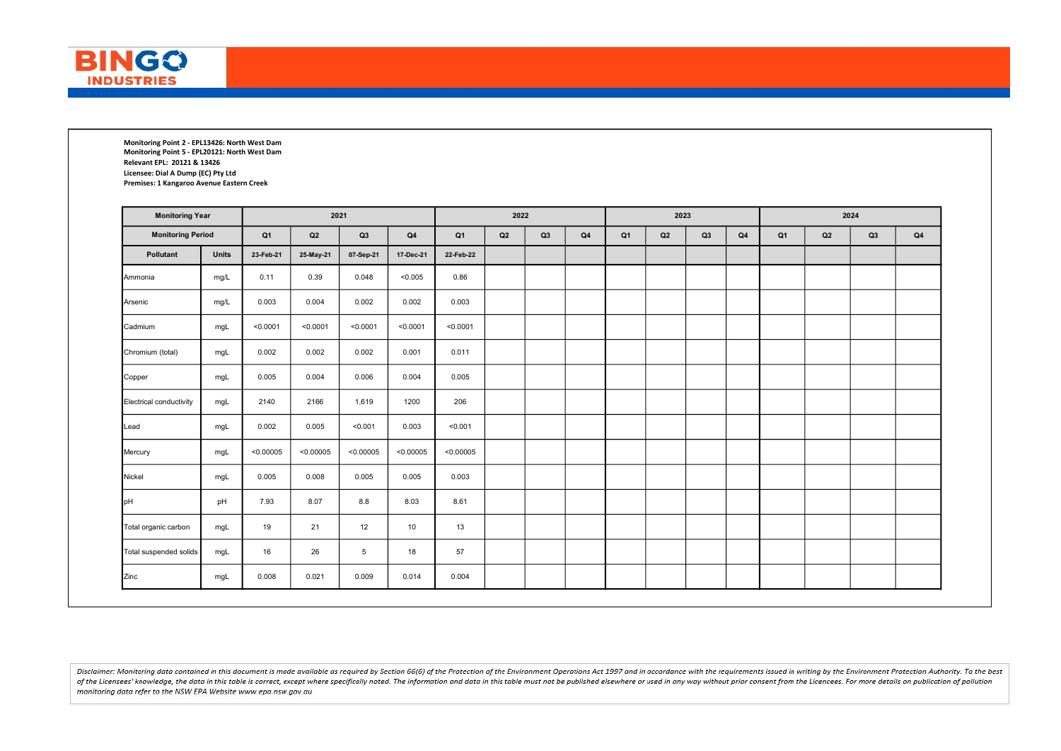**BINGO INDUSTRIES**

**Monitoring Point 2 - EPL13426: North West Dam**
**Monitoring Point 5 - EPL20121: North West Dam**
**Relevant EPL: 20121 & 13426**
**Licensee: Dial A Dump (EC) Pty Ltd**
**Premises: 1 Kangaroo Avenue Eastern Creek**

| Monitoring Year | | 2021 | | | | 2022 | | | | 2023 | | | | 2024 | | | |
|---|---|---|---|---|---|---|---|---|---|---|---|---|---|---|---|---|---|
| Monitoring Period | | Q1 | Q2 | Q3 | Q4 | Q1 | Q2 | Q3 | Q4 | Q1 | Q2 | Q3 | Q4 | Q1 | Q2 | Q3 | Q4 |
| Pollutant | Units | 23-Feb-21 | 25-May-21 | 07-Sep-21 | 17-Dec-21 | 22-Feb-22 | | | | | | | | | | | |
| Ammonia | mg/L | 0.11 | 0.39 | 0.048 | <0.005 | 0.86 | | | | | | | | | | | |
| Arsenic | mg/L | 0.003 | 0.004 | 0.002 | 0.002 | 0.003 | | | | | | | | | | | |
| Cadmium | mgL | <0.0001 | <0.0001 | <0.0001 | <0.0001 | <0.0001 | | | | | | | | | | | |
| Chromium (total) | mgL | 0.002 | 0.002 | 0.002 | 0.001 | 0.011 | | | | | | | | | | | |
| Copper | mgL | 0.005 | 0.004 | 0.006 | 0.004 | 0.005 | | | | | | | | | | | |
| Electrical conductivity | mgL | 2140 | 2166 | 1,619 | 1200 | 206 | | | | | | | | | | | |
| Lead | mgL | 0.002 | 0.005 | <0.001 | 0.003 | <0.001 | | | | | | | | | | | |
| Mercury | mgL | <0.00005 | <0.00005 | <0.00005 | <0.00005 | <0.00005 | | | | | | | | | | | |
| Nickel | mgL | 0.005 | 0.008 | 0.005 | 0.005 | 0.003 | | | | | | | | | | | |
| pH | pH | 7.93 | 8.07 | 8.8 | 8.03 | 8.61 | | | | | | | | | | | |
| Total organic carbon | mgL | 19 | 21 | 12 | 10 | 13 | | | | | | | | | | | |
| Total suspended solids | mgL | 16 | 26 | 5 | 18 | 57 | | | | | | | | | | | |
| Zinc | mgL | 0.008 | 0.021 | 0.009 | 0.014 | 0.004 | | | | | | | | | | | |

*Disclaimer: Monitoring data contained in this document is made available as required by Section 66(6) of the Protection of the Environment Operations Act 1997 and in accordance with the requirements issued in writing by the Environment Protection Authority. To the best of the Licensees' knowledge, the data in this table is correct, except where specifically noted. The information and data in this table must not be published elsewhere or used in any way without prior consent from the Licencees. For more details on publication of pollution monitoring data refer to the NSW EPA Website www.epa.nsw.gov.au*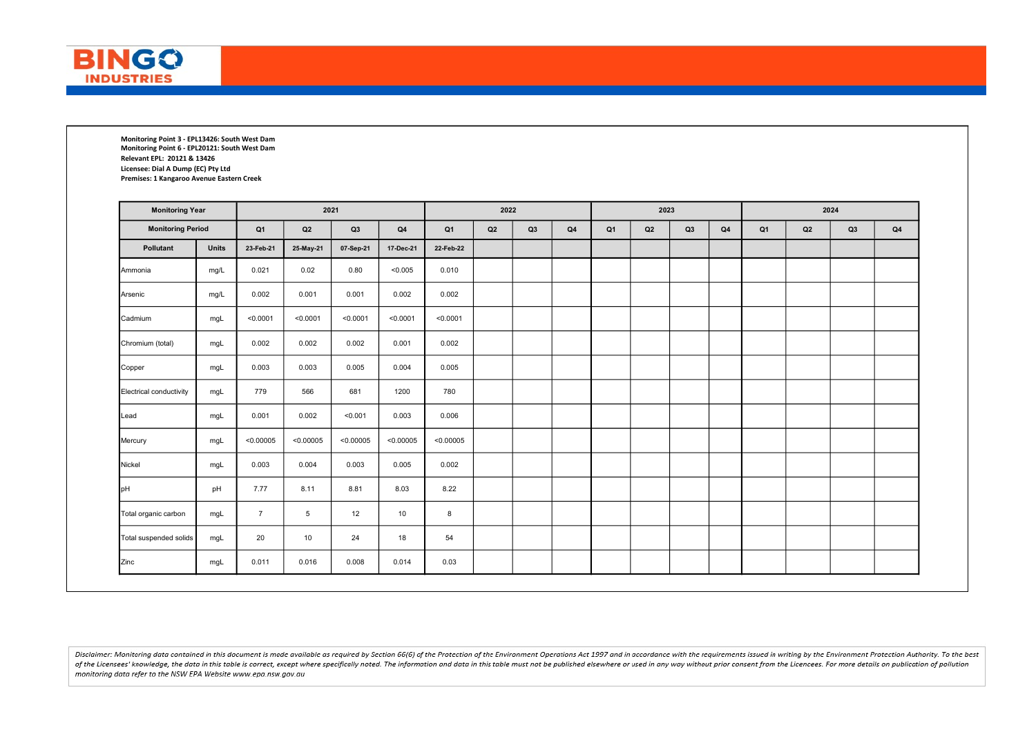**Monitoring Point 3 - EPL13426: South West Dam**
**Monitoring Point 6 - EPL20121: South West Dam**
**Relevant EPL: 20121 & 13426**
**Licensee: Dial A Dump (EC) Pty Ltd**
**Premises: 1 Kangaroo Avenue Eastern Creek**

| Monitoring Year | | 2021 | | | | 2022 | | | | 2023 | | | | 2024 | | | |
|---|---|---|---|---|---|---|---|---|---|---|---|---|---|---|---|---|---|
| Monitoring Period | | Q1 | Q2 | Q3 | Q4 | Q1 | Q2 | Q3 | Q4 | Q1 | Q2 | Q3 | Q4 | Q1 | Q2 | Q3 | Q4 |
| Pollutant | Units | 23-Feb-21 | 25-May-21 | 07-Sep-21 | 17-Dec-21 | 22-Feb-22 | | | | | | | | | | | |
| Ammonia | mg/L | 0.021 | 0.02 | 0.80 | <0.005 | 0.010 | | | | | | | | | | | |
| Arsenic | mg/L | 0.002 | 0.001 | 0.001 | 0.002 | 0.002 | | | | | | | | | | | |
| Cadmium | mgL | <0.0001 | <0.0001 | <0.0001 | <0.0001 | <0.0001 | | | | | | | | | | | |
| Chromium (total) | mgL | 0.002 | 0.002 | 0.002 | 0.001 | 0.002 | | | | | | | | | | | |
| Copper | mgL | 0.003 | 0.003 | 0.005 | 0.004 | 0.005 | | | | | | | | | | | |
| Electrical conductivity | mgL | 779 | 566 | 681 | 1200 | 780 | | | | | | | | | | | |
| Lead | mgL | 0.001 | 0.002 | <0.001 | 0.003 | 0.006 | | | | | | | | | | | |
| Mercury | mgL | <0.00005 | <0.00005 | <0.00005 | <0.00005 | <0.00005 | | | | | | | | | | | |
| Nickel | mgL | 0.003 | 0.004 | 0.003 | 0.005 | 0.002 | | | | | | | | | | | |
| pH | pH | 7.77 | 8.11 | 8.81 | 8.03 | 8.22 | | | | | | | | | | | |
| Total organic carbon | mgL | 7 | 5 | 12 | 10 | 8 | | | | | | | | | | | |
| Total suspended solids | mgL | 20 | 10 | 24 | 18 | 54 | | | | | | | | | | | |
| Zinc | mgL | 0.011 | 0.016 | 0.008 | 0.014 | 0.03 | | | | | | | | | | | |

*Disclaimer: Monitoring data contained in this document is made available as required by Section 66(6) of the Protection of the Environment Operations Act 1997 and in accordance with the requirements issued in writing by the Environment Protection Authority. To the best of the Licensees' knowledge, the data in this table is correct, except where specifically noted. The information and data in this table must not be published elsewhere or used in any way without prior consent from the Licencees. For more details on publication of pollution monitoring data refer to the NSW EPA Website www.epa.nsw.gov.au*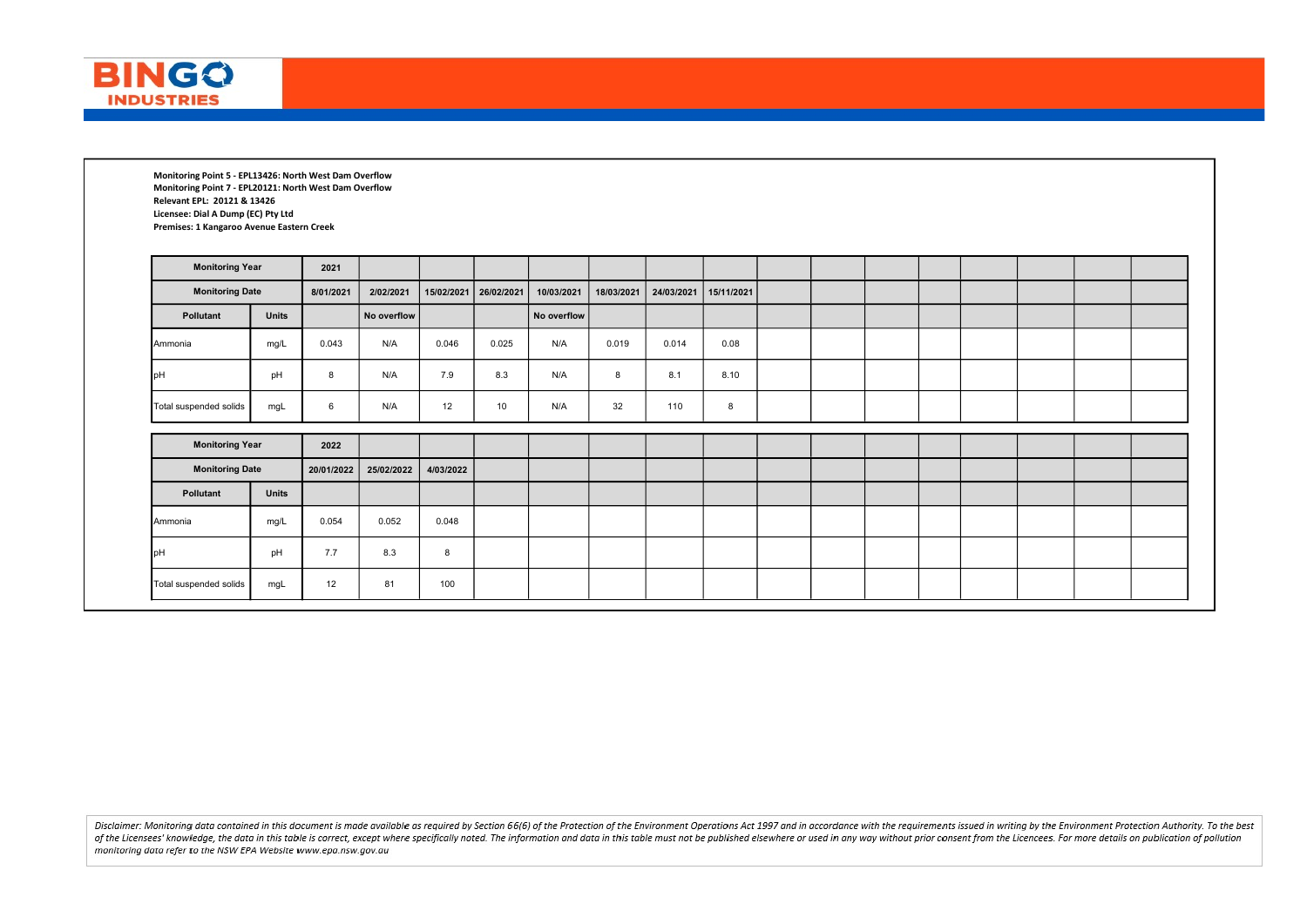**Monitoring Point 5 - EPL13426: North West Dam Overflow**
**Monitoring Point 7 - EPL20121: North West Dam Overflow**
**Relevant EPL: 20121 & 13426**
**Licensee: Dial A Dump (EC) Pty Ltd**
**Premises: 1 Kangaroo Avenue Eastern Creek**

| Monitoring Year | | 2021 | | | | | | | | | | | | | | | |
|---|---|---|---|---|---|---|---|---|---|---|---|---|---|---|---|---|---|
| Monitoring Date | | 8/01/2021 | 2/02/2021 | 15/02/2021 | 26/02/2021 | 10/03/2021 | 18/03/2021 | 24/03/2021 | 15/11/2021 | | | | | | | | |
| Pollutant | Units | | No overflow | | | No overflow | | | | | | | | | | | |
| Ammonia | mg/L | 0.043 | N/A | 0.046 | 0.025 | N/A | 0.019 | 0.014 | 0.08 | | | | | | | | |
| pH | pH | 8 | N/A | 7.9 | 8.3 | N/A | 8 | 8.1 | 8.10 | | | | | | | | |
| Total suspended solids | mgL | 6 | N/A | 12 | 10 | N/A | 32 | 110 | 8 | | | | | | | | |

| Monitoring Year | | 2022 | | | | | | | | | | | | | | | |
|---|---|---|---|---|---|---|---|---|---|---|---|---|---|---|---|---|---|
| Monitoring Date | | 20/01/2022 | 25/02/2022 | 4/03/2022 | | | | | | | | | | | | | |
| Pollutant | Units | | | | | | | | | | | | | | | | |
| Ammonia | mg/L | 0.054 | 0.052 | 0.048 | | | | | | | | | | | | | |
| pH | pH | 7.7 | 8.3 | 8 | | | | | | | | | | | | | |
| Total suspended solids | mgL | 12 | 81 | 100 | | | | | | | | | | | | | |

*Disclaimer: Monitoring data contained in this document is made available as required by Section 66(6) of the Protection of the Environment Operations Act 1997 and in accordance with the requirements issued in writing by the Environment Protection Authority. To the best of the Licensees' knowledge, the data in this table is correct, except where specifically noted. The information and data in this table must not be published elsewhere or used in any way without prior consent from the Licencees. For more details on publication of pollution monitoring data refer to the NSW EPA Website www.epa.nsw.gov.au*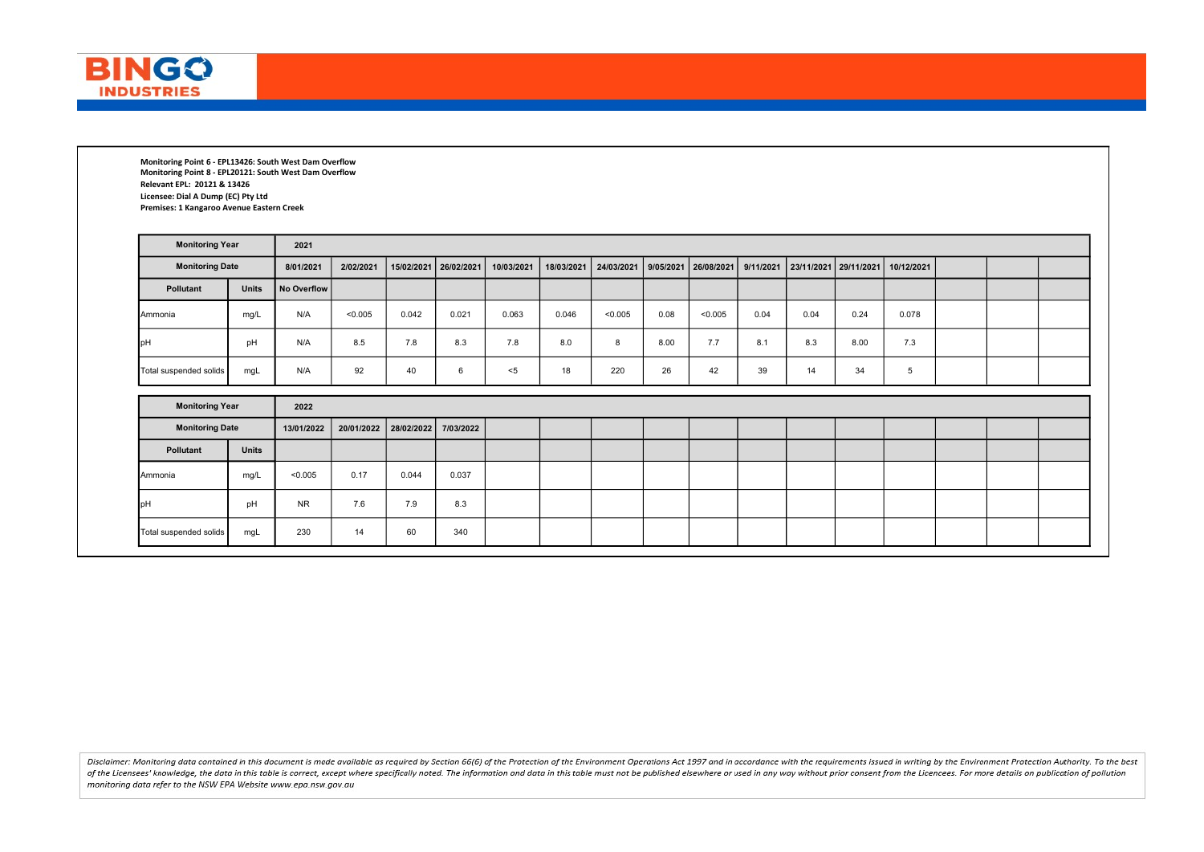**Monitoring Point 6 - EPL13426: South West Dam Overflow**
**Monitoring Point 8 - EPL20121: South West Dam Overflow**
**Relevant EPL: 20121 & 13426**
**Licensee: Dial A Dump (EC) Pty Ltd**
**Premises: 1 Kangaroo Avenue Eastern Creek**

| Monitoring Year | | 2021 | | | | | | | | | | | | | | | |
|---|---|---|---|---|---|---|---|---|---|---|---|---|---|---|---|---|---|
| Monitoring Date | | 8/01/2021 | 2/02/2021 | 15/02/2021 | 26/02/2021 | 10/03/2021 | 18/03/2021 | 24/03/2021 | 9/05/2021 | 26/08/2021 | 9/11/2021 | 23/11/2021 | 29/11/2021 | 10/12/2021 | | | |
| Pollutant | Units | No Overflow | | | | | | | | | | | | | | | |
| Ammonia | mg/L | N/A | <0.005 | 0.042 | 0.021 | 0.063 | 0.046 | <0.005 | 0.08 | <0.005 | 0.04 | 0.04 | 0.24 | 0.078 | | | |
| pH | pH | N/A | 8.5 | 7.8 | 8.3 | 7.8 | 8.0 | 8 | 8.00 | 7.7 | 8.1 | 8.3 | 8.00 | 7.3 | | | |
| Total suspended solids | mgL | N/A | 92 | 40 | 6 | <5 | 18 | 220 | 26 | 42 | 39 | 14 | 34 | 5 | | | |

| Monitoring Year | | 2022 | | | | | | | | | | | | | | | |
|---|---|---|---|---|---|---|---|---|---|---|---|---|---|---|---|---|---|
| Monitoring Date | | 13/01/2022 | 20/01/2022 | 28/02/2022 | 7/03/2022 | | | | | | | | | | | | |
| Pollutant | Units | | | | | | | | | | | | | | | | |
| Ammonia | mg/L | <0.005 | 0.17 | 0.044 | 0.037 | | | | | | | | | | | | |
| pH | pH | NR | 7.6 | 7.9 | 8.3 | | | | | | | | | | | | |
| Total suspended solids | mgL | 230 | 14 | 60 | 340 | | | | | | | | | | | | |

*Disclaimer: Monitoring data contained in this document is made available as required by Section 66(6) of the Protection of the Environment Operations Act 1997 and in accordance with the requirements issued in writing by the Environment Protection Authority. To the best of the Licensees' knowledge, the data in this table is correct, except where specifically noted. The information and data in this table must not be published elsewhere or used in any way without prior consent from the Licencees. For more details on publication of pollution monitoring data refer to the NSW EPA Website www.epa.nsw.gov.au*